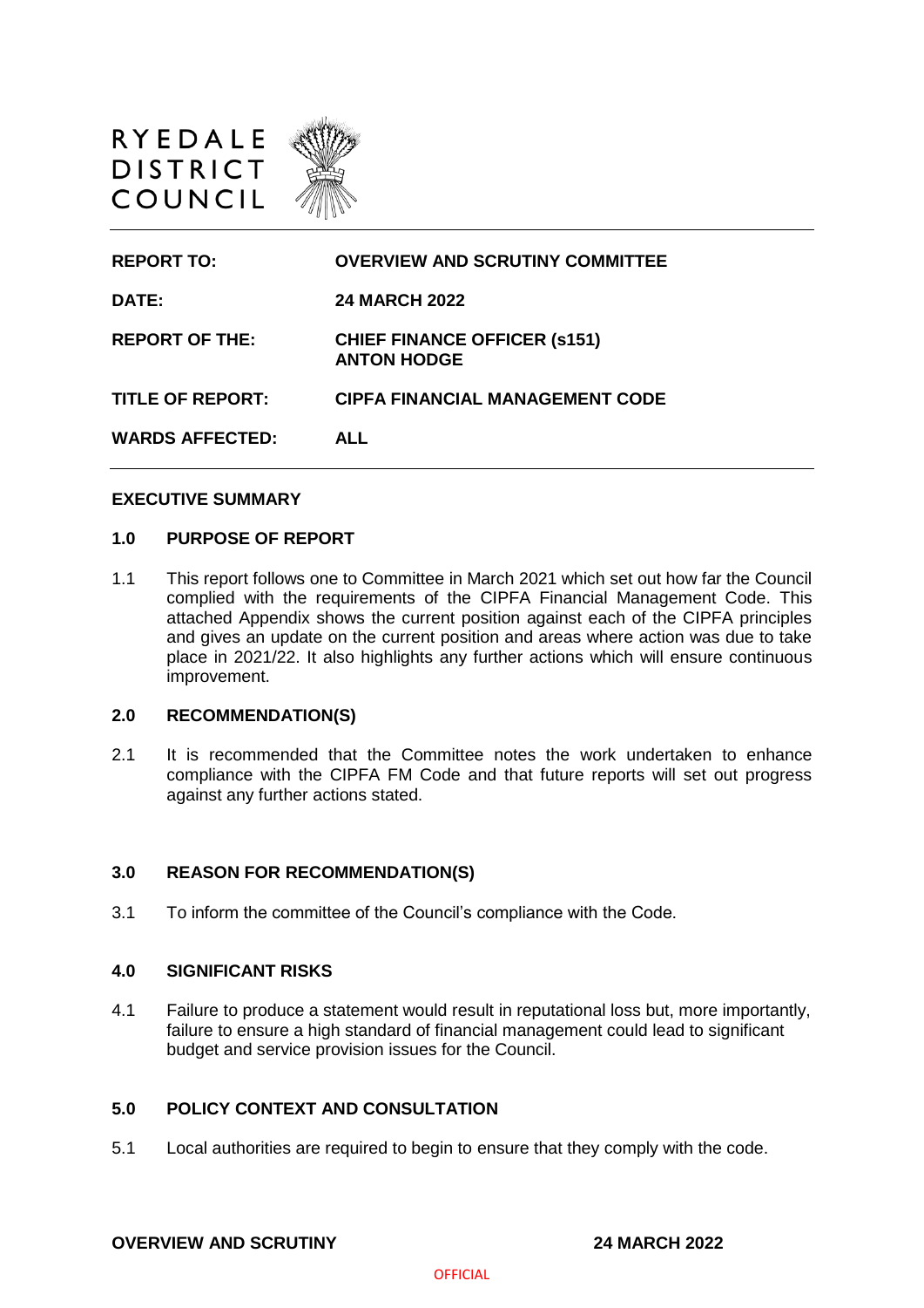RYEDALE DISTRICT COUNCIL

| | |
|---|---|
| **REPORT TO:** | **OVERVIEW AND SCRUTINY COMMITTEE** |
| **DATE:** | **24 MARCH 2022** |
| **REPORT OF THE:** | **CHIEF FINANCE OFFICER (s151) ANTON HODGE** |
| **TITLE OF REPORT:** | **CIPFA FINANCIAL MANAGEMENT CODE** |
| **WARDS AFFECTED:** | **ALL** |

## EXECUTIVE SUMMARY

### 1.0 PURPOSE OF REPORT

1.1 This report follows one to Committee in March 2021 which set out how far the Council complied with the requirements of the CIPFA Financial Management Code. This attached Appendix shows the current position against each of the CIPFA principles and gives an update on the current position and areas where action was due to take place in 2021/22. It also highlights any further actions which will ensure continuous improvement.

### 2.0 RECOMMENDATION(S)

2.1 It is recommended that the Committee notes the work undertaken to enhance compliance with the CIPFA FM Code and that future reports will set out progress against any further actions stated.

### 3.0 REASON FOR RECOMMENDATION(S)

3.1 To inform the committee of the Council's compliance with the Code.

### 4.0 SIGNIFICANT RISKS

4.1 Failure to produce a statement would result in reputational loss but, more importantly, failure to ensure a high standard of financial management could lead to significant budget and service provision issues for the Council.

### 5.0 POLICY CONTEXT AND CONSULTATION

5.1 Local authorities are required to begin to ensure that they comply with the code.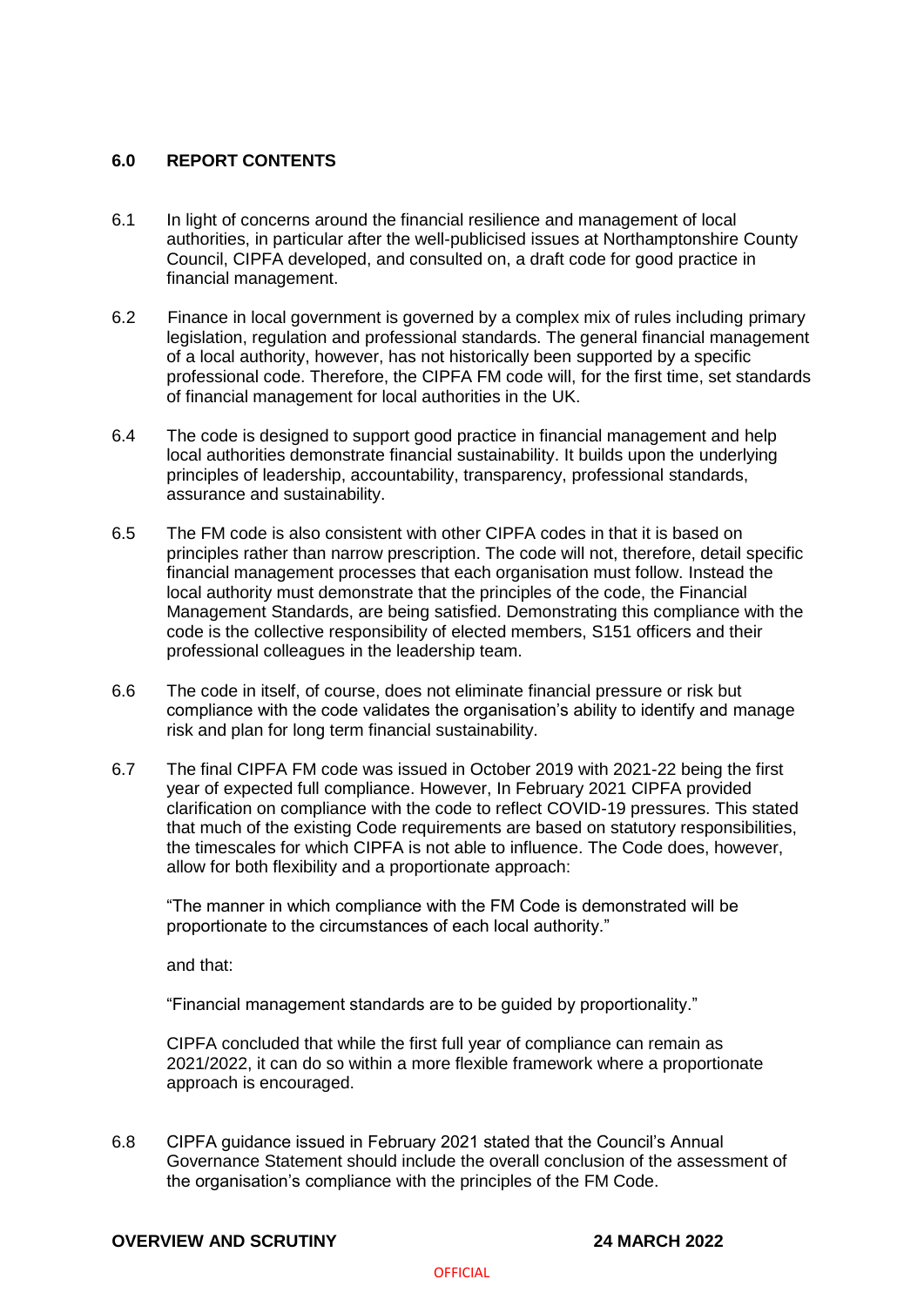## 6.0 REPORT CONTENTS

6.1 In light of concerns around the financial resilience and management of local authorities, in particular after the well-publicised issues at Northamptonshire County Council, CIPFA developed, and consulted on, a draft code for good practice in financial management.

6.2 Finance in local government is governed by a complex mix of rules including primary legislation, regulation and professional standards. The general financial management of a local authority, however, has not historically been supported by a specific professional code. Therefore, the CIPFA FM code will, for the first time, set standards of financial management for local authorities in the UK.

6.4 The code is designed to support good practice in financial management and help local authorities demonstrate financial sustainability. It builds upon the underlying principles of leadership, accountability, transparency, professional standards, assurance and sustainability.

6.5 The FM code is also consistent with other CIPFA codes in that it is based on principles rather than narrow prescription. The code will not, therefore, detail specific financial management processes that each organisation must follow. Instead the local authority must demonstrate that the principles of the code, the Financial Management Standards, are being satisfied. Demonstrating this compliance with the code is the collective responsibility of elected members, S151 officers and their professional colleagues in the leadership team.

6.6 The code in itself, of course, does not eliminate financial pressure or risk but compliance with the code validates the organisation's ability to identify and manage risk and plan for long term financial sustainability.

6.7 The final CIPFA FM code was issued in October 2019 with 2021-22 being the first year of expected full compliance. However, In February 2021 CIPFA provided clarification on compliance with the code to reflect COVID-19 pressures. This stated that much of the existing Code requirements are based on statutory responsibilities, the timescales for which CIPFA is not able to influence. The Code does, however, allow for both flexibility and a proportionate approach:

"The manner in which compliance with the FM Code is demonstrated will be proportionate to the circumstances of each local authority."

and that:

"Financial management standards are to be guided by proportionality."

CIPFA concluded that while the first full year of compliance can remain as 2021/2022, it can do so within a more flexible framework where a proportionate approach is encouraged.

6.8 CIPFA guidance issued in February 2021 stated that the Council's Annual Governance Statement should include the overall conclusion of the assessment of the organisation's compliance with the principles of the FM Code.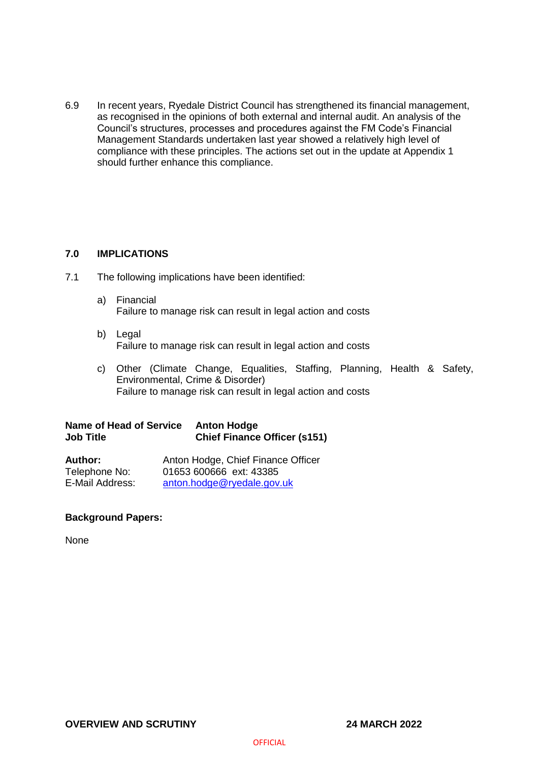6.9 In recent years, Ryedale District Council has strengthened its financial management, as recognised in the opinions of both external and internal audit. An analysis of the Council's structures, processes and procedures against the FM Code's Financial Management Standards undertaken last year showed a relatively high level of compliance with these principles. The actions set out in the update at Appendix 1 should further enhance this compliance.

## 7.0 IMPLICATIONS

7.1 The following implications have been identified:

a) Financial
Failure to manage risk can result in legal action and costs

b) Legal
Failure to manage risk can result in legal action and costs

c) Other (Climate Change, Equalities, Staffing, Planning, Health & Safety, Environmental, Crime & Disorder)
Failure to manage risk can result in legal action and costs

**Name of Head of Service** **Anton Hodge**
**Job Title** **Chief Finance Officer (s151)**

**Author:** Anton Hodge, Chief Finance Officer
Telephone No: 01653 600666 ext: 43385
E-Mail Address: anton.hodge@ryedale.gov.uk

**Background Papers:**

None